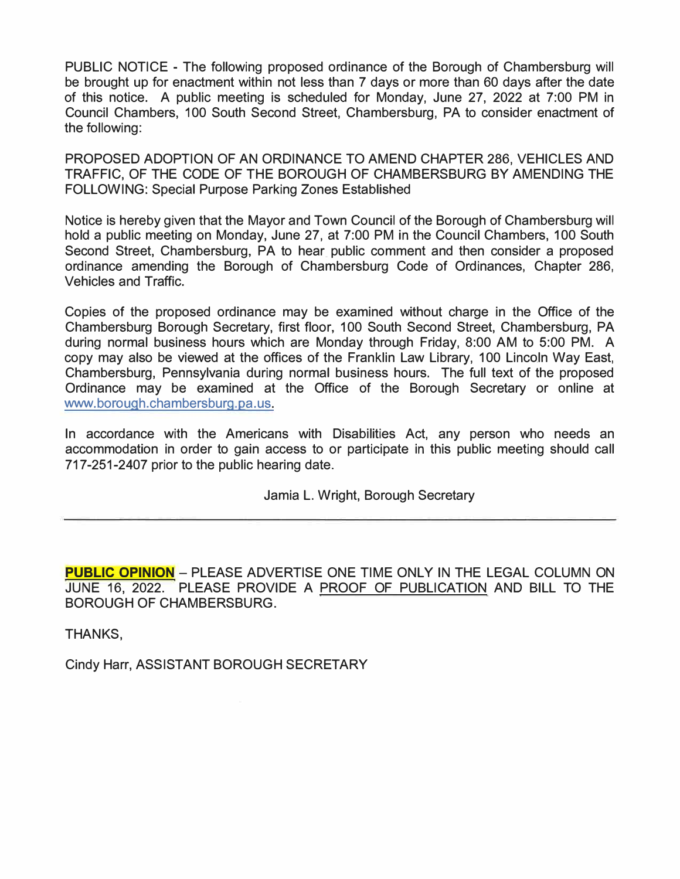PUBLIC NOTICE - The following proposed ordinance of the Borough of Chambersburg will be brought up for enactment within not less than 7 days or more than 60 days after the date of this notice. A public meeting is scheduled for Monday, June 27, 2022 at 7:00 PM in Council Chambers, 100 South Second Street, Chambersburg, PA to consider enactment of the following:

PROPOSED ADOPTION OF AN ORDINANCE TO AMEND CHAPTER 286, VEHICLES AND TRAFFIC, OF THE CODE OF THE BOROUGH OF CHAMBERSBURG BY AMENDING THE FOLLOWING: Special Purpose Parking Zones Established

Notice is hereby given that the Mayor and Town Council of the Borough of Chambersburg will hold a public meeting on Monday, June 27, at 7:00 PM in the Council Chambers, 100 South Second Street, Chambersburg, PA to hear public comment and then consider a proposed ordinance amending the Borough of Chambersburg Code of Ordinances, Chapter 286, Vehicles and Traffic.

Copies of the proposed ordinance may be examined without charge in the Office of the Chambersburg Borough Secretary, first floor, 100 South Second Street, Chambersburg, PA during normal business hours which are Monday through Friday, 8:00 AM to 5:00 PM. A copy may also be viewed at the offices of the Franklin Law Library, 100 Lincoln Way East, Chambersburg, Pennsylvania during normal business hours. The full text of the proposed Ordinance may be examined at the Office of the Borough Secretary or online at www.borough.chambersburg.pa.us.

In accordance with the Americans with Disabilities Act, any person who needs an accommodation in order to gain access to or participate in this public meeting should call 717-251-2407 prior to the public hearing date.

Jamia L. Wright, Borough Secretary

---

**PUBLIC OPINION** – PLEASE ADVERTISE ONE TIME ONLY IN THE LEGAL COLUMN ON JUNE 16, 2022. PLEASE PROVIDE A PROOF OF PUBLICATION AND BILL TO THE BOROUGH OF CHAMBERSBURG.

THANKS,

Cindy Harr, ASSISTANT BOROUGH SECRETARY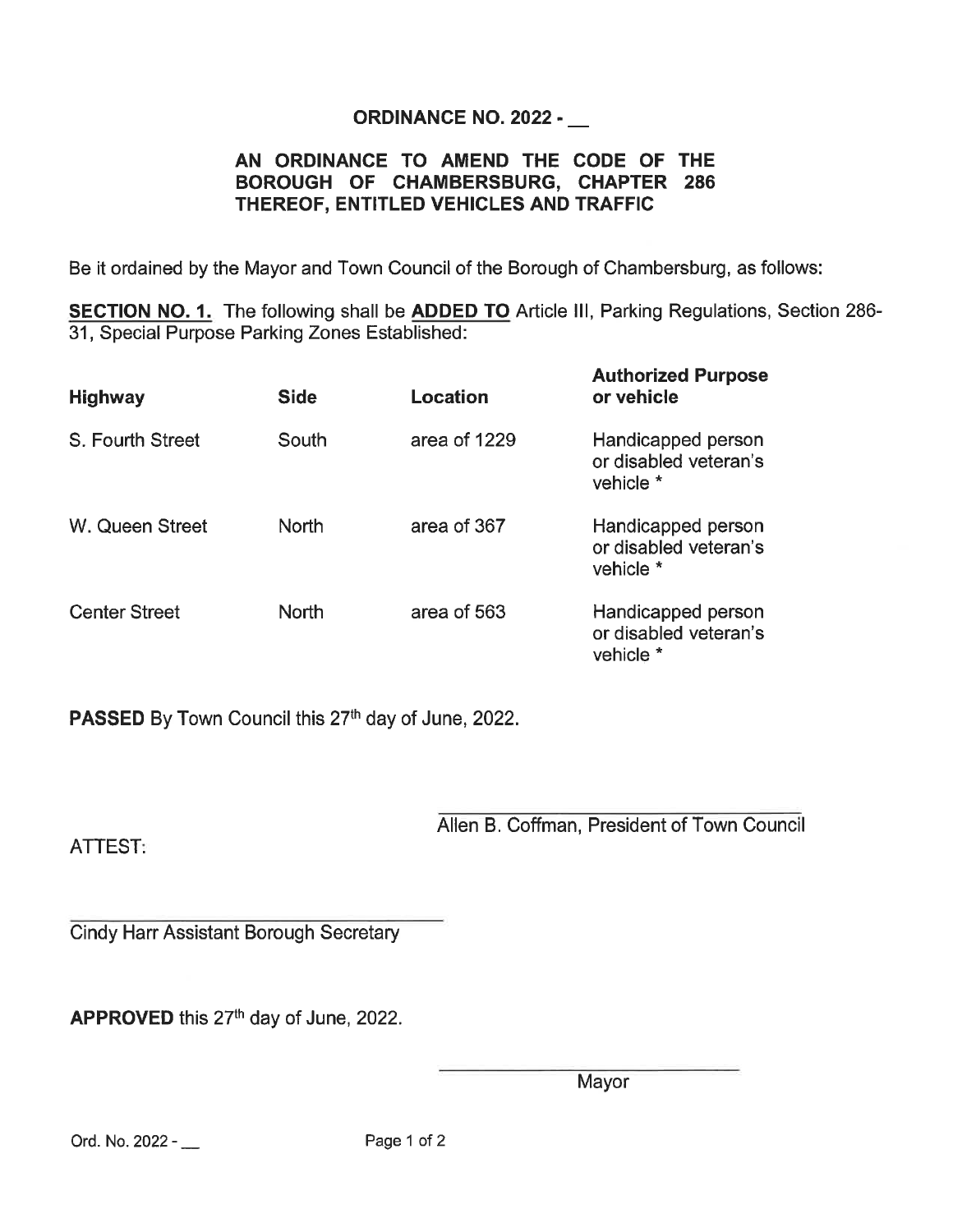**ORDINANCE NO. 2022 - __**

**AN ORDINANCE TO AMEND THE CODE OF THE BOROUGH OF CHAMBERSBURG, CHAPTER 286 THEREOF, ENTITLED VEHICLES AND TRAFFIC**

Be it ordained by the Mayor and Town Council of the Borough of Chambersburg, as follows:

**SECTION NO. 1.** The following shall be **ADDED TO** Article III, Parking Regulations, Section 286-31, Special Purpose Parking Zones Established:

| **Highway** | **Side** | **Location** | **Authorized Purpose or vehicle** |
|---|---|---|---|
| S. Fourth Street | South | area of 1229 | Handicapped person or disabled veteran's vehicle * |
| W. Queen Street | North | area of 367 | Handicapped person or disabled veteran's vehicle * |
| Center Street | North | area of 563 | Handicapped person or disabled veteran's vehicle * |

**PASSED** By Town Council this 27th day of June, 2022.

\_\_\_\_\_\_\_\_\_\_\_\_\_\_\_\_\_\_\_\_\_\_\_\_\_\_\_\_\_\_\_\_
Allen B. Coffman, President of Town Council

ATTEST:

\_\_\_\_\_\_\_\_\_\_\_\_\_\_\_\_\_\_\_\_\_\_\_\_\_\_\_\_\_\_\_\_
Cindy Harr Assistant Borough Secretary

**APPROVED** this 27th day of June, 2022.

\_\_\_\_\_\_\_\_\_\_\_\_\_\_\_\_\_\_\_\_\_\_\_\_\_\_\_\_\_\_\_\_
Mayor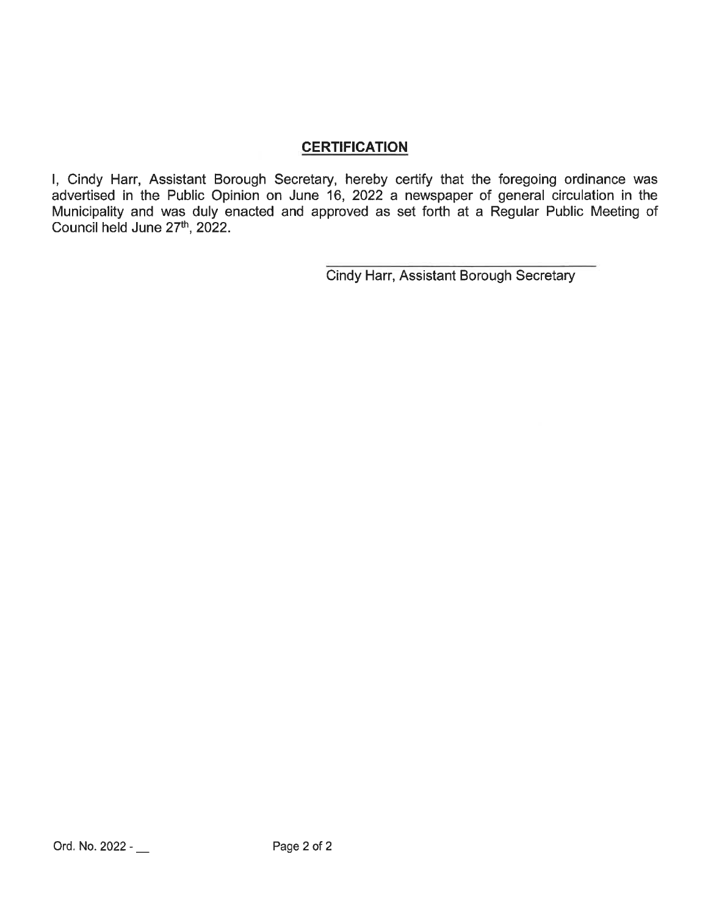## CERTIFICATION

I, Cindy Harr, Assistant Borough Secretary, hereby certify that the foregoing ordinance was advertised in the Public Opinion on June 16, 2022 a newspaper of general circulation in the Municipality and was duly enacted and approved as set forth at a Regular Public Meeting of Council held June 27th, 2022.

\_\_\_\_\_\_\_\_\_\_\_\_\_\_\_\_\_\_\_\_\_\_\_\_\_\_\_\_\_\_\_\_\_\_

Cindy Harr, Assistant Borough Secretary

Ord. No. 2022 - \_\_